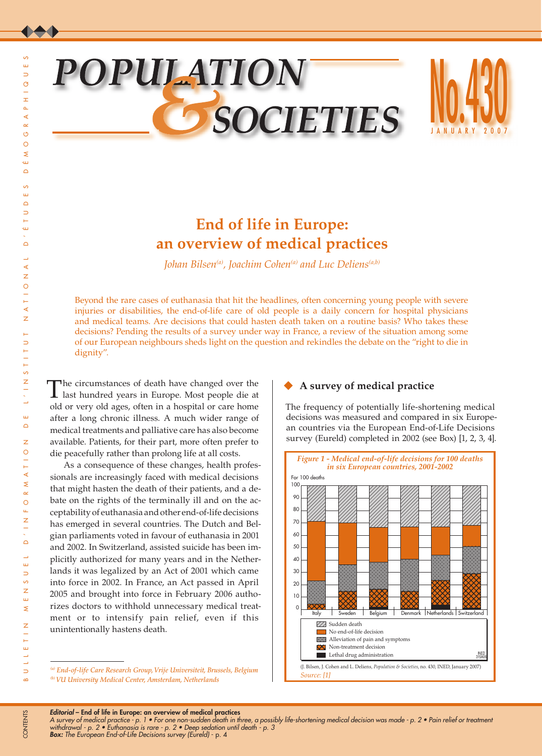# POPULATION & SOCIETIES

No.430 JANUARY 2007

## End of life in Europe: an overview of medical practices

*Johan Bilsen[(a)], Joachim Cohen[(a)] and Luc Deliens[(a,b)]*

Beyond the rare cases of euthanasia that hit the headlines, often concerning young people with severe injuries or disabilities, the end-of-life care of old people is a daily concern for hospital physicians and medical teams. Are decisions that could hasten death taken on a routine basis? Who takes these decisions? Pending the results of a survey under way in France, a review of the situation among some of our European neighbours sheds light on the question and rekindles the debate on the "right to die in dignity".

The circumstances of death have changed over the last hundred years in Europe. Most people die at old or very old ages, often in a hospital or care home after a long chronic illness. A much wider range of medical treatments and palliative care has also become available. Patients, for their part, more often prefer to die peacefully rather than prolong life at all costs.

As a consequence of these changes, health professionals are increasingly faced with medical decisions that might hasten the death of their patients, and a debate on the rights of the terminally ill and on the acceptability of euthanasia and other end-of-life decisions has emerged in several countries. The Dutch and Belgian parliaments voted in favour of euthanasia in 2001 and 2002. In Switzerland, assisted suicide has been implicitly authorized for many years and in the Netherlands it was legalized by an Act of 2001 which came into force in 2002. In France, an Act passed in April 2005 and brought into force in February 2006 authorizes doctors to withhold unnecessary medical treatment or to intensify pain relief, even if this unintentionally hastens death.

### A survey of medical practice

The frequency of potentially life-shortening medical decisions was measured and compared in six European countries via the European End-of-Life Decisions survey (Eureld) completed in 2002 (see Box) [1, 2, 3, 4].

*Figure 1 - Medical end-of-life decisions for 100 deaths in six European countries, 2001-2002*

For 100 deaths

Italy | Sweden | Belgium | Denmark | Netherlands | Switzerland

Sudden death; No end-of-life decision; Alleviation of pain and symptoms; Non-treatment decision; Lethal drug administration

(J. Bilsen, J. Cohen and L. Deliens, *Population & Societies*, no. 430, INED, January 2007)

*Source: [1]*

(a) End-of-life Care Research Group, Vrije Universiteit, Brussels, Belgium
(b) VU University Medical Center, Amsterdam, Netherlands

CONTENTS

***Editorial*** **– End of life in Europe: an overview of medical practices**
*A survey of medical practice - p. 1 • For one non-sudden death in three, a possibly life-shortening medical decision was made - p. 2 • Pain relief or treatment withdrawal - p. 2 • Euthanasia is rare - p. 2 • Deep sedation until death - p. 3*
***Box:*** *The European End-of-Life Decisions survey (Eureld) - p. 4*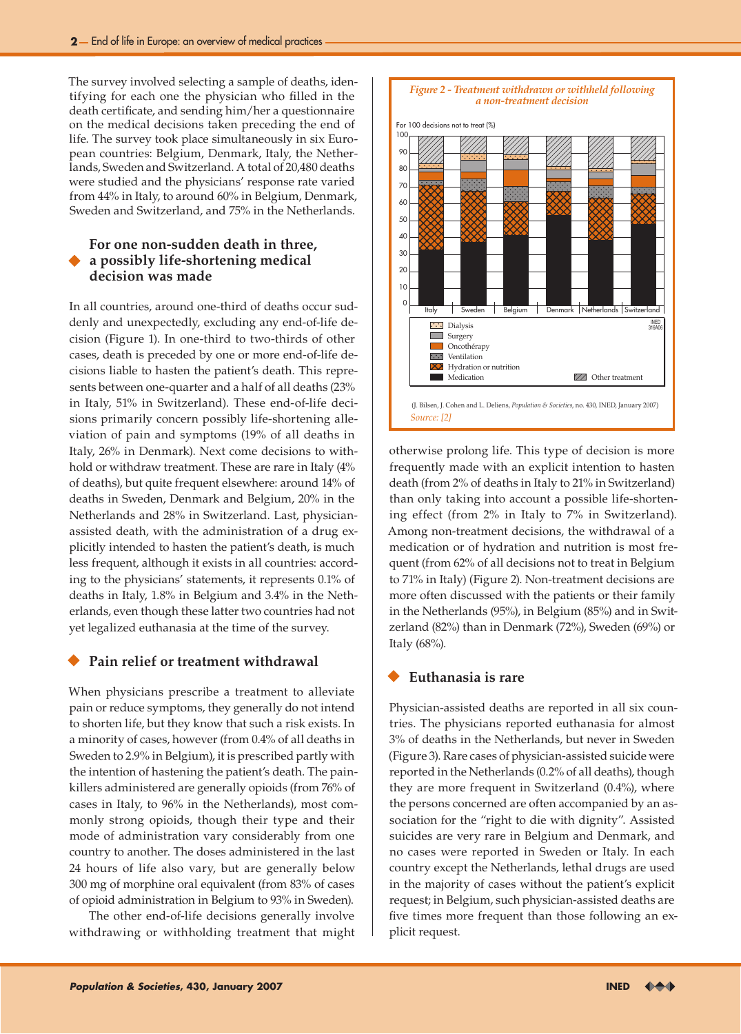The survey involved selecting a sample of deaths, identifying for each one the physician who filled in the death certificate, and sending him/her a questionnaire on the medical decisions taken preceding the end of life. The survey took place simultaneously in six European countries: Belgium, Denmark, Italy, the Netherlands, Sweden and Switzerland. A total of 20,480 deaths were studied and the physicians' response rate varied from 44% in Italy, to around 60% in Belgium, Denmark, Sweden and Switzerland, and 75% in the Netherlands.

## For one non-sudden death in three, a possibly life-shortening medical decision was made

In all countries, around one-third of deaths occur suddenly and unexpectedly, excluding any end-of-life decision (Figure 1). In one-third to two-thirds of other cases, death is preceded by one or more end-of-life decisions liable to hasten the patient's death. This represents between one-quarter and a half of all deaths (23% in Italy, 51% in Switzerland). These end-of-life decisions primarily concern possibly life-shortening alleviation of pain and symptoms (19% of all deaths in Italy, 26% in Denmark). Next come decisions to withhold or withdraw treatment. These are rare in Italy (4% of deaths), but quite frequent elsewhere: around 14% of deaths in Sweden, Denmark and Belgium, 20% in the Netherlands and 28% in Switzerland. Last, physician-assisted death, with the administration of a drug explicitly intended to hasten the patient's death, is much less frequent, although it exists in all countries: according to the physicians' statements, it represents 0.1% of deaths in Italy, 1.8% in Belgium and 3.4% in the Netherlands, even though these latter two countries had not yet legalized euthanasia at the time of the survey.

## Pain relief or treatment withdrawal

When physicians prescribe a treatment to alleviate pain or reduce symptoms, they generally do not intend to shorten life, but they know that such a risk exists. In a minority of cases, however (from 0.4% of all deaths in Sweden to 2.9% in Belgium), it is prescribed partly with the intention of hastening the patient's death. The painkillers administered are generally opioids (from 76% of cases in Italy, to 96% in the Netherlands), most commonly strong opioids, though their type and their mode of administration vary considerably from one country to another. The doses administered in the last 24 hours of life also vary, but are generally below 300 mg of morphine oral equivalent (from 83% of cases of opioid administration in Belgium to 93% in Sweden).

The other end-of-life decisions generally involve withdrawing or withholding treatment that might otherwise prolong life. This type of decision is more frequently made with an explicit intention to hasten death (from 2% of deaths in Italy to 21% in Switzerland) than only taking into account a possible life-shortening effect (from 2% in Italy to 7% in Switzerland). Among non-treatment decisions, the withdrawal of a medication or of hydration and nutrition is most frequent (from 62% of all decisions not to treat in Belgium to 71% in Italy) (Figure 2). Non-treatment decisions are more often discussed with the patients or their family in the Netherlands (95%), in Belgium (85%) and in Switzerland (82%) than in Denmark (72%), Sweden (69%) or Italy (68%).

*Figure 2 - Treatment withdrawn or withheld following a non-treatment decision*

For 100 decisions not to treat (%). Countries: Italy, Sweden, Belgium, Denmark, Netherlands, Switzerland. Legend: Dialysis, Surgery, Oncothérapy, Ventilation, Hydration or nutrition, Medication, Other treatment.

(J. Bilsen, J. Cohen and L. Deliens, *Population & Societies*, no. 430, INED, January 2007)
*Source: [2]*

## Euthanasia is rare

Physician-assisted deaths are reported in all six countries. The physicians reported euthanasia for almost 3% of deaths in the Netherlands, but never in Sweden (Figure 3). Rare cases of physician-assisted suicide were reported in the Netherlands (0.2% of all deaths), though they are more frequent in Switzerland (0.4%), where the persons concerned are often accompanied by an association for the "right to die with dignity". Assisted suicides are very rare in Belgium and Denmark, and no cases were reported in Sweden or Italy. In each country except the Netherlands, lethal drugs are used in the majority of cases without the patient's explicit request; in Belgium, such physician-assisted deaths are five times more frequent than those following an explicit request.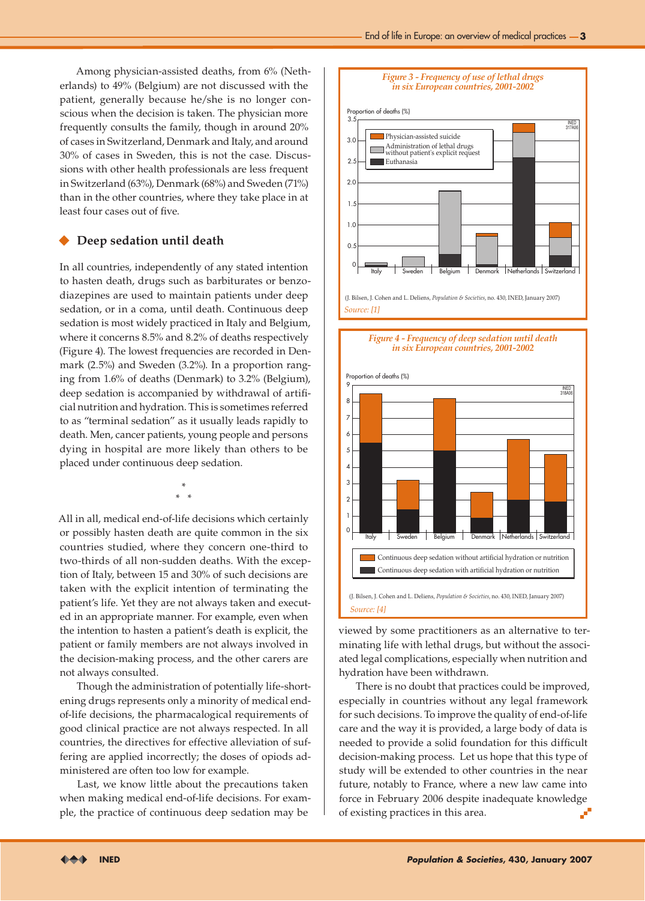Among physician-assisted deaths, from 6% (Netherlands) to 49% (Belgium) are not discussed with the patient, generally because he/she is no longer conscious when the decision is taken. The physician more frequently consults the family, though in around 20% of cases in Switzerland, Denmark and Italy, and around 30% of cases in Sweden, this is not the case. Discussions with other health professionals are less frequent in Switzerland (63%), Denmark (68%) and Sweden (71%) than in the other countries, where they take place in at least four cases out of five.

## Deep sedation until death

In all countries, independently of any stated intention to hasten death, drugs such as barbiturates or benzodiazepines are used to maintain patients under deep sedation, or in a coma, until death. Continuous deep sedation is most widely practiced in Italy and Belgium, where it concerns 8.5% and 8.2% of deaths respectively (Figure 4). The lowest frequencies are recorded in Denmark (2.5%) and Sweden (3.2%). In a proportion ranging from 1.6% of deaths (Denmark) to 3.2% (Belgium), deep sedation is accompanied by withdrawal of artificial nutrition and hydration. This is sometimes referred to as "terminal sedation" as it usually leads rapidly to death. Men, cancer patients, young people and persons dying in hospital are more likely than others to be placed under continuous deep sedation.

*
\* \*

All in all, medical end-of-life decisions which certainly or possibly hasten death are quite common in the six countries studied, where they concern one-third to two-thirds of all non-sudden deaths. With the exception of Italy, between 15 and 30% of such decisions are taken with the explicit intention of terminating the patient's life. Yet they are not always taken and executed in an appropriate manner. For example, even when the intention to hasten a patient's death is explicit, the patient or family members are not always involved in the decision-making process, and the other carers are not always consulted.

Though the administration of potentially life-shortening drugs represents only a minority of medical end-of-life decisions, the pharmacological requirements of good clinical practice are not always respected. In all countries, the directives for effective alleviation of suffering are applied incorrectly; the doses of opiods administered are often too low for example.

Last, we know little about the precautions taken when making medical end-of-life decisions. For example, the practice of continuous deep sedation may be viewed by some practitioners as an alternative to terminating life with lethal drugs, but without the associated legal complications, especially when nutrition and hydration have been withdrawn.

There is no doubt that practices could be improved, especially in countries without any legal framework for such decisions. To improve the quality of end-of-life care and the way it is provided, a large body of data is needed to provide a solid foundation for this difficult decision-making process. Let us hope that this type of study will be extended to other countries in the near future, notably to France, where a new law came into force in February 2006 despite inadequate knowledge of existing practices in this area.

*Figure 3 - Frequency of use of lethal drugs in six European countries, 2001-2002*

Proportion of deaths (%)

Legend: Physician-assisted suicide; Administration of lethal drugs without patient's explicit request; Euthanasia

Countries: Italy, Sweden, Belgium, Denmark, Netherlands, Switzerland

(J. Bilsen, J. Cohen and L. Deliens, *Population & Societies*, no. 430, INED, January 2007)

*Source: [1]*

*Figure 4 - Frequency of deep sedation until death in six European countries, 2001-2002*

Proportion of deaths (%)

Legend: Continuous deep sedation without artificial hydration or nutrition; Continuous deep sedation with artificial hydration or nutrition

Countries: Italy, Sweden, Belgium, Denmark, Netherlands, Switzerland

(J. Bilsen, J. Cohen and L. Deliens, *Population & Societies*, no. 430, INED, January 2007)

*Source: [4]*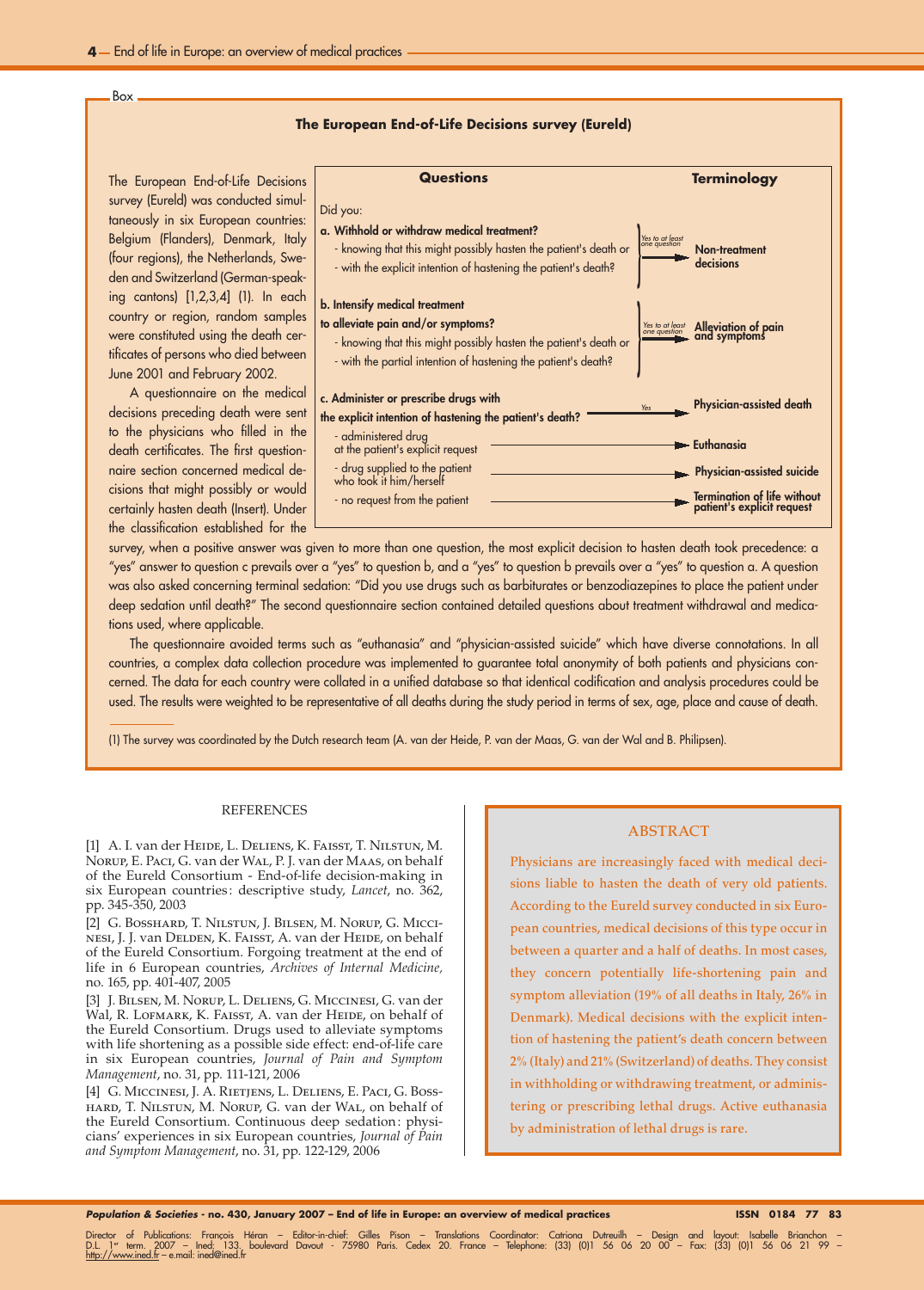Box

### The European End-of-Life Decisions survey (Eureld)

The European End-of-Life Decisions survey (Eureld) was conducted simultaneously in six European countries: Belgium (Flanders), Denmark, Italy (four regions), the Netherlands, Sweden and Switzerland (German-speaking cantons) [1,2,3,4] (1). In each country or region, random samples were constituted using the death certificates of persons who died between June 2001 and February 2002.

A questionnaire on the medical decisions preceding death were sent to the physicians who filled in the death certificates. The first questionnaire section concerned medical decisions that might possibly or would certainly hasten death (Insert). Under the classification established for the survey, when a positive answer was given to more than one question, the most explicit decision to hasten death took precedence: a "yes" answer to question c prevails over a "yes" to question b, and a "yes" answer to question b prevails over a "yes" to question a. A question was also asked concerning terminal sedation: "Did you use drugs such as barbiturates or benzodiazepines to place the patient under deep sedation until death?" The second questionnaire section contained detailed questions about treatment withdrawal and medications used, where applicable.

| Questions | | Terminology |
|---|---|---|
| Did you: | | |
| **a. Withhold or withdraw medical treatment?** - knowing that this might possibly hasten the patient's death or - with the explicit intention of hastening the patient's death? | *Yes to at least one question* | **Non-treatment decisions** |
| **b. Intensify medical treatment to alleviate pain and/or symptoms?** - knowing that this might possibly hasten the patient's death or - with the partial intention of hastening the patient's death? | *Yes to at least one question* | **Alleviation of pain and symptoms** |
| **c. Administer or prescribe drugs with the explicit intention of hastening the patient's death?** | *Yes* | **Physician-assisted death** |
| - administered drug at the patient's explicit request | | **Euthanasia** |
| - drug supplied to the patient who took it him/herself | | **Physician-assisted suicide** |
| - no request from the patient | | **Termination of life without patient's explicit request** |

The questionnaire avoided terms such as "euthanasia" and "physician-assisted suicide" which have diverse connotations. In all countries, a complex data collection procedure was implemented to guarantee total anonymity of both patients and physicians concerned. The data for each country were collated in a unified database so that identical codification and analysis procedures could be used. The results were weighted to be representative of all deaths during the study period in terms of sex, age, place and cause of death.

(1) The survey was coordinated by the Dutch research team (A. van der Heide, P. van der Maas, G. van der Wal and B. Philipsen).

## REFERENCES

[1] A. I. van der Heide, L. Deliens, K. Faisst, T. Nilstun, M. Norup, E. Paci, G. van der Wal, P. J. van der Maas, on behalf of the Eureld Consortium - End-of-life decision-making in six European countries: descriptive study, *Lancet*, no. 362, pp. 345-350, 2003

[2] G. Bosshard, T. Nilstun, J. Bilsen, M. Norup, G. Miccinesi, J. J. van Delden, K. Faisst, A. van der Heide, on behalf of the Eureld Consortium. Forgoing treatment at the end of life in 6 European countries, *Archives of Internal Medicine*, no. 165, pp. 401-407, 2005

[3] J. Bilsen, M. Norup, L. Deliens, G. Miccinesi, G. van der Wal, R. Lofmark, K. Faisst, A. van der Heide, on behalf of the Eureld Consortium. Drugs used to alleviate symptoms with life shortening as a possible side effect: end-of-life care in six European countries, *Journal of Pain and Symptom Management*, no. 31, pp. 111-121, 2006

[4] G. Miccinesi, J. A. Rietjens, L. Deliens, E. Paci, G. Bosshard, T. Nilstun, M. Norup, G. van der Wal, on behalf of the Eureld Consortium. Continuous deep sedation: physicians' experiences in six European countries, *Journal of Pain and Symptom Management*, no. 31, pp. 122-129, 2006

## ABSTRACT

Physicians are increasingly faced with medical decisions liable to hasten the death of very old patients. According to the Eureld survey conducted in six European countries, medical decisions of this type occur in between a quarter and a half of deaths. In most cases, they concern potentially life-shortening pain and symptom alleviation (19% of all deaths in Italy, 26% in Denmark). Medical decisions with the explicit intention of hastening the patient's death between 2% (Italy) and 21% (Switzerland) of deaths. They consist in withholding or withdrawing treatment, or administering or prescribing lethal drugs. Active euthanasia by administration of lethal drugs is rare.

Director of Publications: François Héran – Editor-in-chief: Gilles Pison – Translations Coordinator: Catriona Dutreuilh – Design and layout: Isabelle Brianchon – D.L. 1er term. 2007 – Ined: 133, boulevard Davout - 75980 Paris, Cedex 20, France – Telephone: (33) (0)1 56 06 20 00 – Fax: (33) (0)1 56 06 21 99 – http://www.ined.fr – e.mail: ined@ined.fr